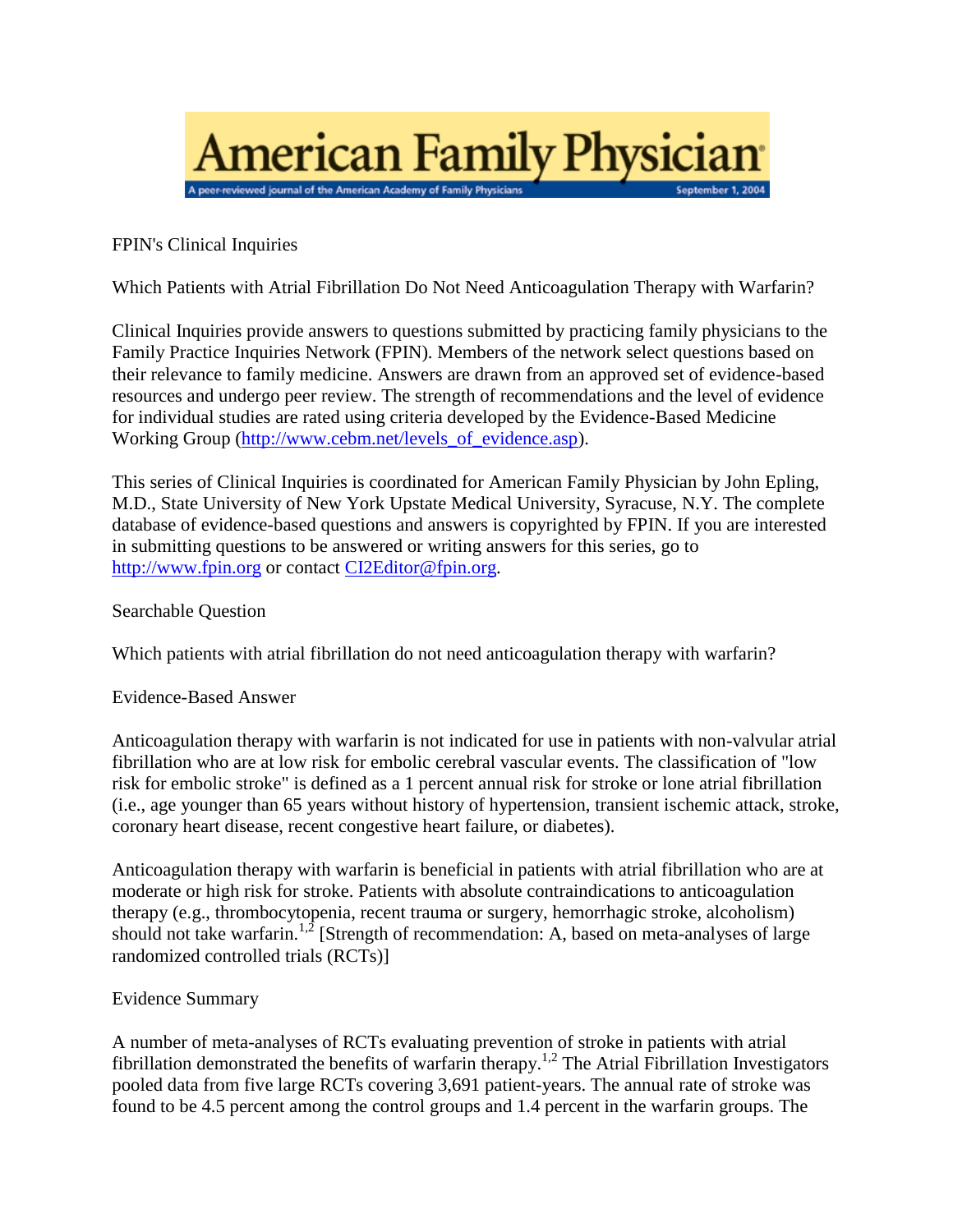# American Family Physician

A peer-reviewed journal of the American Academy of Family Physicians — September 1, 2004

FPIN's Clinical Inquiries

## Which Patients with Atrial Fibrillation Do Not Need Anticoagulation Therapy with Warfarin?

Clinical Inquiries provide answers to questions submitted by practicing family physicians to the Family Practice Inquiries Network (FPIN). Members of the network select questions based on their relevance to family medicine. Answers are drawn from an approved set of evidence-based resources and undergo peer review. The strength of recommendations and the level of evidence for individual studies are rated using criteria developed by the Evidence-Based Medicine Working Group (http://www.cebm.net/levels_of_evidence.asp).

This series of Clinical Inquiries is coordinated for American Family Physician by John Epling, M.D., State University of New York Upstate Medical University, Syracuse, N.Y. The complete database of evidence-based questions and answers is copyrighted by FPIN. If you are interested in submitting questions to be answered or writing answers for this series, go to http://www.fpin.org or contact CI2Editor@fpin.org.

### Searchable Question

Which patients with atrial fibrillation do not need anticoagulation therapy with warfarin?

### Evidence-Based Answer

Anticoagulation therapy with warfarin is not indicated for use in patients with non-valvular atrial fibrillation who are at low risk for embolic cerebral vascular events. The classification of "low risk for embolic stroke" is defined as a 1 percent annual risk for stroke or lone atrial fibrillation (i.e., age younger than 65 years without history of hypertension, transient ischemic attack, stroke, coronary heart disease, recent congestive heart failure, or diabetes).

Anticoagulation therapy with warfarin is beneficial in patients with atrial fibrillation who are at moderate or high risk for stroke. Patients with absolute contraindications to anticoagulation therapy (e.g., thrombocytopenia, recent trauma or surgery, hemorrhagic stroke, alcoholism) should not take warfarin.[1,2] [Strength of recommendation: A, based on meta-analyses of large randomized controlled trials (RCTs)]

### Evidence Summary

A number of meta-analyses of RCTs evaluating prevention of stroke in patients with atrial fibrillation demonstrated the benefits of warfarin therapy.[1,2] The Atrial Fibrillation Investigators pooled data from five large RCTs covering 3,691 patient-years. The annual rate of stroke was found to be 4.5 percent among the control groups and 1.4 percent in the warfarin groups. The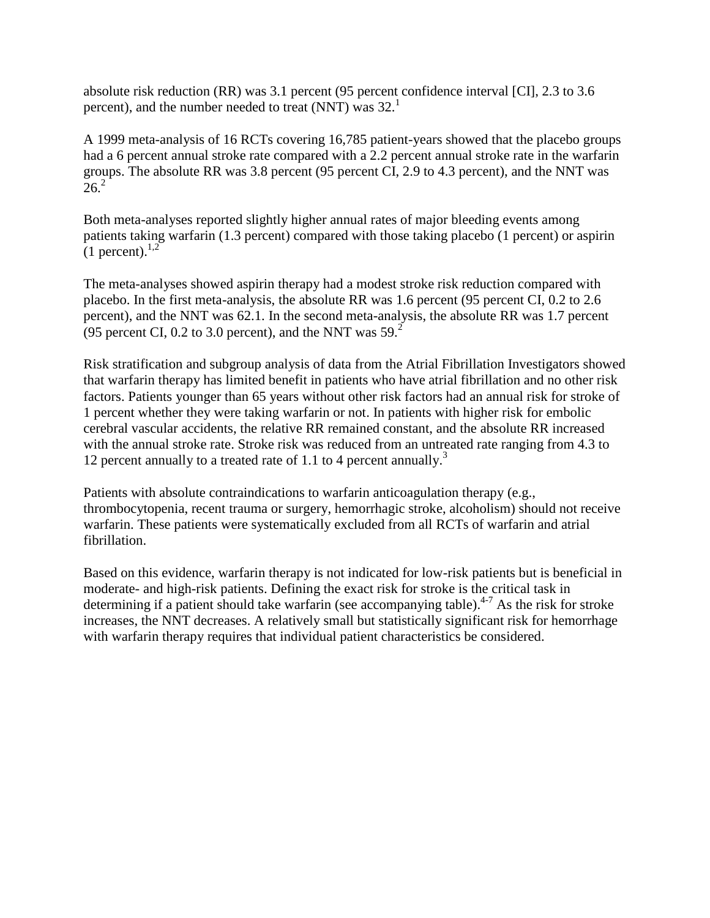absolute risk reduction (RR) was 3.1 percent (95 percent confidence interval [CI], 2.3 to 3.6 percent), and the number needed to treat (NNT) was 32.[1]

A 1999 meta-analysis of 16 RCTs covering 16,785 patient-years showed that the placebo groups had a 6 percent annual stroke rate compared with a 2.2 percent annual stroke rate in the warfarin groups. The absolute RR was 3.8 percent (95 percent CI, 2.9 to 4.3 percent), and the NNT was 26.[2]

Both meta-analyses reported slightly higher annual rates of major bleeding events among patients taking warfarin (1.3 percent) compared with those taking placebo (1 percent) or aspirin (1 percent).[1,2]

The meta-analyses showed aspirin therapy had a modest stroke risk reduction compared with placebo. In the first meta-analysis, the absolute RR was 1.6 percent (95 percent CI, 0.2 to 2.6 percent), and the NNT was 62.1. In the second meta-analysis, the absolute RR was 1.7 percent (95 percent CI, 0.2 to 3.0 percent), and the NNT was 59.[2]

Risk stratification and subgroup analysis of data from the Atrial Fibrillation Investigators showed that warfarin therapy has limited benefit in patients who have atrial fibrillation and no other risk factors. Patients younger than 65 years without other risk factors had an annual risk for stroke of 1 percent whether they were taking warfarin or not. In patients with higher risk for embolic cerebral vascular accidents, the relative RR remained constant, and the absolute RR increased with the annual stroke rate. Stroke risk was reduced from an untreated rate ranging from 4.3 to 12 percent annually to a treated rate of 1.1 to 4 percent annually.[3]

Patients with absolute contraindications to warfarin anticoagulation therapy (e.g., thrombocytopenia, recent trauma or surgery, hemorrhagic stroke, alcoholism) should not receive warfarin. These patients were systematically excluded from all RCTs of warfarin and atrial fibrillation.

Based on this evidence, warfarin therapy is not indicated for low-risk patients but is beneficial in moderate- and high-risk patients. Defining the exact risk for stroke is the critical task in determining if a patient should take warfarin (see accompanying table).[4-7] As the risk for stroke increases, the NNT decreases. A relatively small but statistically significant risk for hemorrhage with warfarin therapy requires that individual patient characteristics be considered.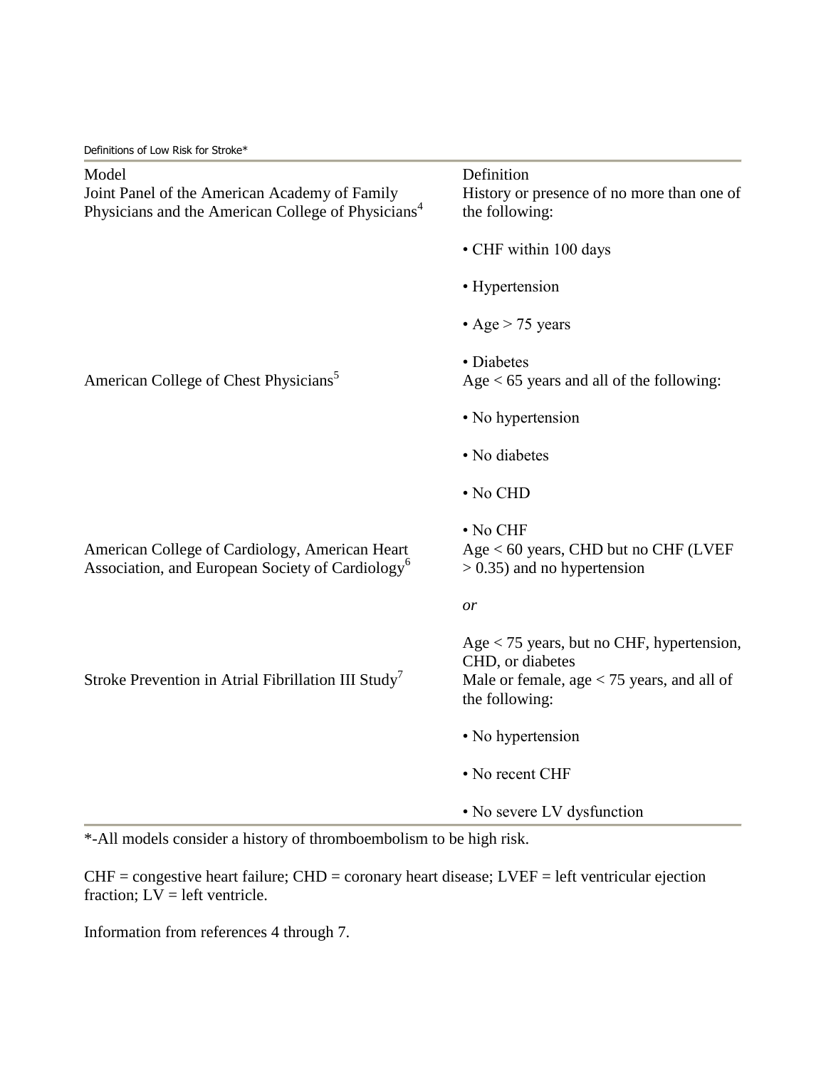Definitions of Low Risk for Stroke*

| Model | Definition |
| --- | --- |
| Joint Panel of the American Academy of Family Physicians and the American College of Physicians[4] | History or presence of no more than one of the following:<br><br>• CHF within 100 days<br><br>• Hypertension<br><br>• Age > 75 years<br><br>• Diabetes |
| American College of Chest Physicians[5] | Age < 65 years and all of the following:<br><br>• No hypertension<br><br>• No diabetes<br><br>• No CHD<br><br>• No CHF |
| American College of Cardiology, American Heart Association, and European Society of Cardiology[6] | Age < 60 years, CHD but no CHF (LVEF > 0.35) and no hypertension<br><br>*or*<br><br>Age < 75 years, but no CHF, hypertension, CHD, or diabetes |
| Stroke Prevention in Atrial Fibrillation III Study[7] | Male or female, age < 75 years, and all of the following:<br><br>• No hypertension<br><br>• No recent CHF<br><br>• No severe LV dysfunction |

*-All models consider a history of thromboembolism to be high risk.

CHF = congestive heart failure; CHD = coronary heart disease; LVEF = left ventricular ejection fraction; LV = left ventricle.

Information from references 4 through 7.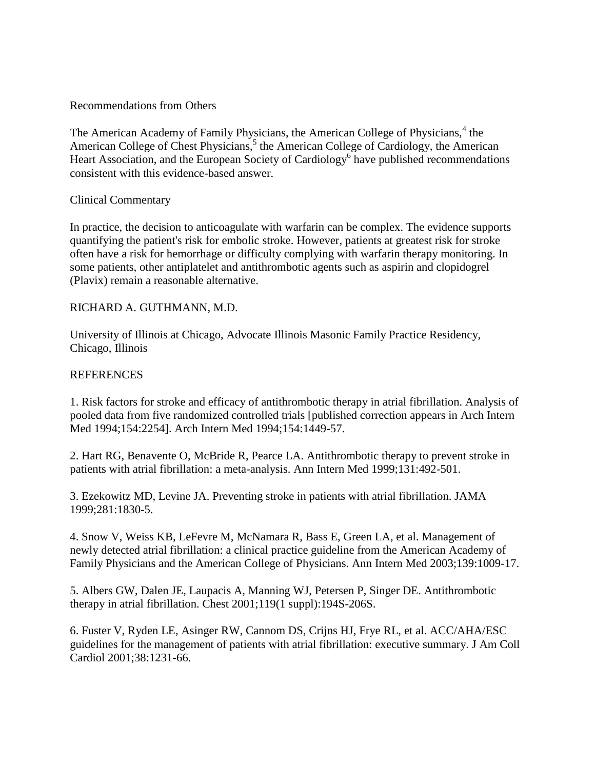## Recommendations from Others

The American Academy of Family Physicians, the American College of Physicians,[4] the American College of Chest Physicians,[5] the American College of Cardiology, the American Heart Association, and the European Society of Cardiology[6] have published recommendations consistent with this evidence-based answer.

## Clinical Commentary

In practice, the decision to anticoagulate with warfarin can be complex. The evidence supports quantifying the patient's risk for embolic stroke. However, patients at greatest risk for stroke often have a risk for hemorrhage or difficulty complying with warfarin therapy monitoring. In some patients, other antiplatelet and antithrombotic agents such as aspirin and clopidogrel (Plavix) remain a reasonable alternative.

RICHARD A. GUTHMANN, M.D.

University of Illinois at Chicago, Advocate Illinois Masonic Family Practice Residency, Chicago, Illinois

## REFERENCES

1. Risk factors for stroke and efficacy of antithrombotic therapy in atrial fibrillation. Analysis of pooled data from five randomized controlled trials [published correction appears in Arch Intern Med 1994;154:2254]. Arch Intern Med 1994;154:1449-57.

2. Hart RG, Benavente O, McBride R, Pearce LA. Antithrombotic therapy to prevent stroke in patients with atrial fibrillation: a meta-analysis. Ann Intern Med 1999;131:492-501.

3. Ezekowitz MD, Levine JA. Preventing stroke in patients with atrial fibrillation. JAMA 1999;281:1830-5.

4. Snow V, Weiss KB, LeFevre M, McNamara R, Bass E, Green LA, et al. Management of newly detected atrial fibrillation: a clinical practice guideline from the American Academy of Family Physicians and the American College of Physicians. Ann Intern Med 2003;139:1009-17.

5. Albers GW, Dalen JE, Laupacis A, Manning WJ, Petersen P, Singer DE. Antithrombotic therapy in atrial fibrillation. Chest 2001;119(1 suppl):194S-206S.

6. Fuster V, Ryden LE, Asinger RW, Cannom DS, Crijns HJ, Frye RL, et al. ACC/AHA/ESC guidelines for the management of patients with atrial fibrillation: executive summary. J Am Coll Cardiol 2001;38:1231-66.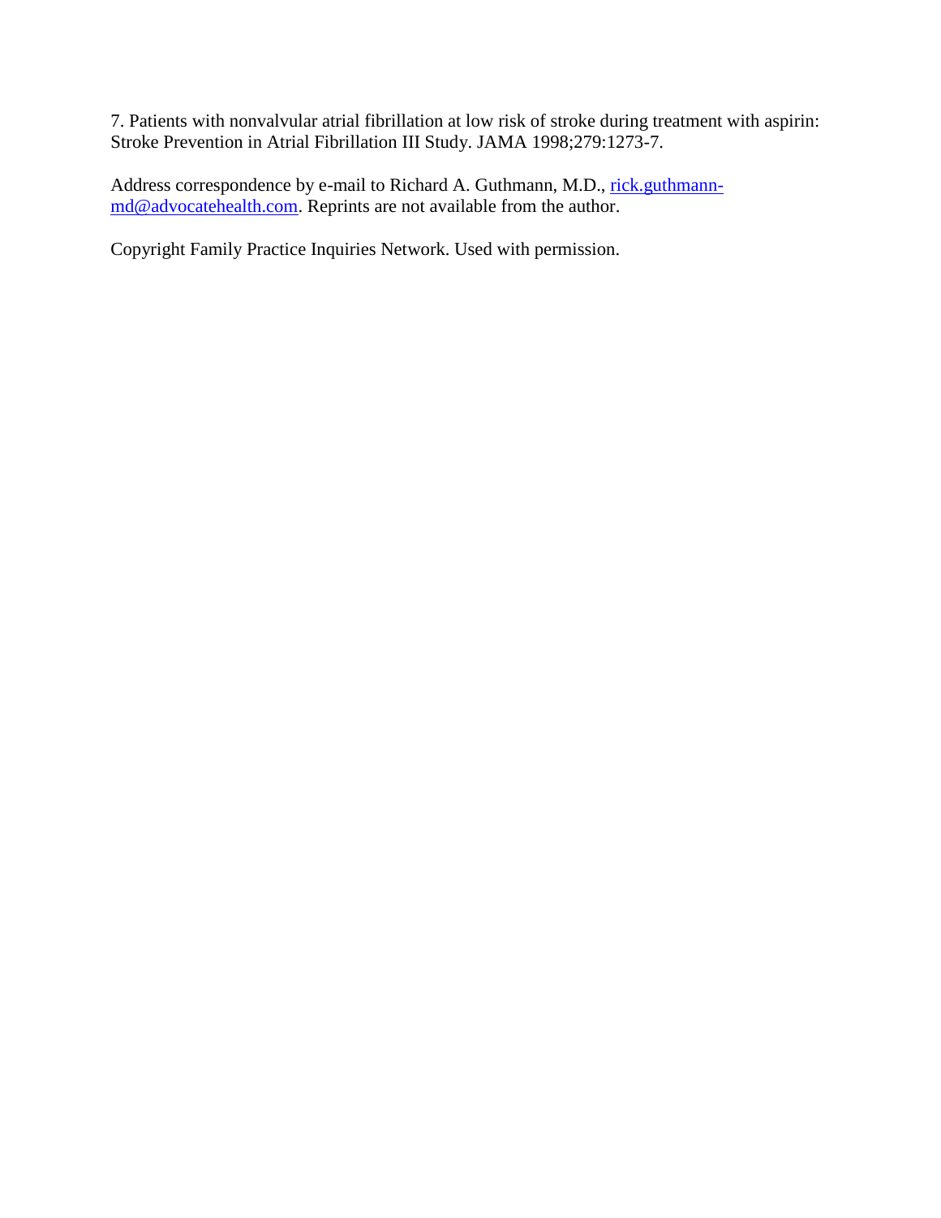7. Patients with nonvalvular atrial fibrillation at low risk of stroke during treatment with aspirin: Stroke Prevention in Atrial Fibrillation III Study. JAMA 1998;279:1273-7.

Address correspondence by e-mail to Richard A. Guthmann, M.D., [rick.guthmann-md@advocatehealth.com](mailto:rick.guthmann-md@advocatehealth.com). Reprints are not available from the author.

Copyright Family Practice Inquiries Network. Used with permission.